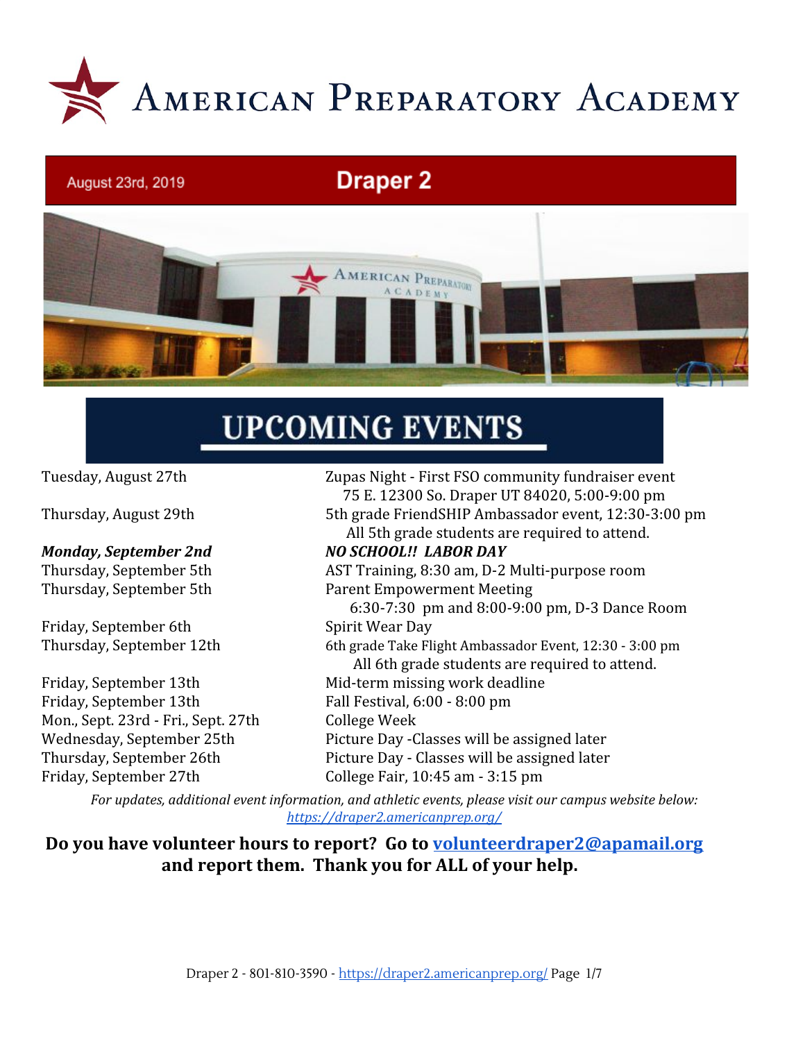# American Preparatory Academy

August 23rd, 2019

## Draper 2

## UPCOMING EVENTS

| Date | Event |
|---|---|
| Tuesday, August 27th | Zupas Night - First FSO community fundraiser event 75 E. 12300 So. Draper UT 84020, 5:00-9:00 pm |
| Thursday, August 29th | 5th grade FriendSHIP Ambassador event, 12:30-3:00 pm All 5th grade students are required to attend. |
| ***Monday, September 2nd*** | ***NO SCHOOL!! LABOR DAY*** |
| Thursday, September 5th | AST Training, 8:30 am, D-2 Multi-purpose room |
| Thursday, September 5th | Parent Empowerment Meeting 6:30-7:30 pm and 8:00-9:00 pm, D-3 Dance Room |
| Friday, September 6th | Spirit Wear Day |
| Thursday, September 12th | 6th grade Take Flight Ambassador Event, 12:30 - 3:00 pm All 6th grade students are required to attend. |
| Friday, September 13th | Mid-term missing work deadline |
| Friday, September 13th | Fall Festival, 6:00 - 8:00 pm |
| Mon., Sept. 23rd - Fri., Sept. 27th | College Week |
| Wednesday, September 25th | Picture Day -Classes will be assigned later |
| Thursday, September 26th | Picture Day - Classes will be assigned later |
| Friday, September 27th | College Fair, 10:45 am - 3:15 pm |

*For updates, additional event information, and athletic events, please visit our campus website below:* [*https://draper2.americanprep.org/*](https://draper2.americanprep.org/)

**Do you have volunteer hours to report? Go to [volunteerdraper2@apamail.org](mailto:volunteerdraper2@apamail.org) and report them. Thank you for ALL of your help.**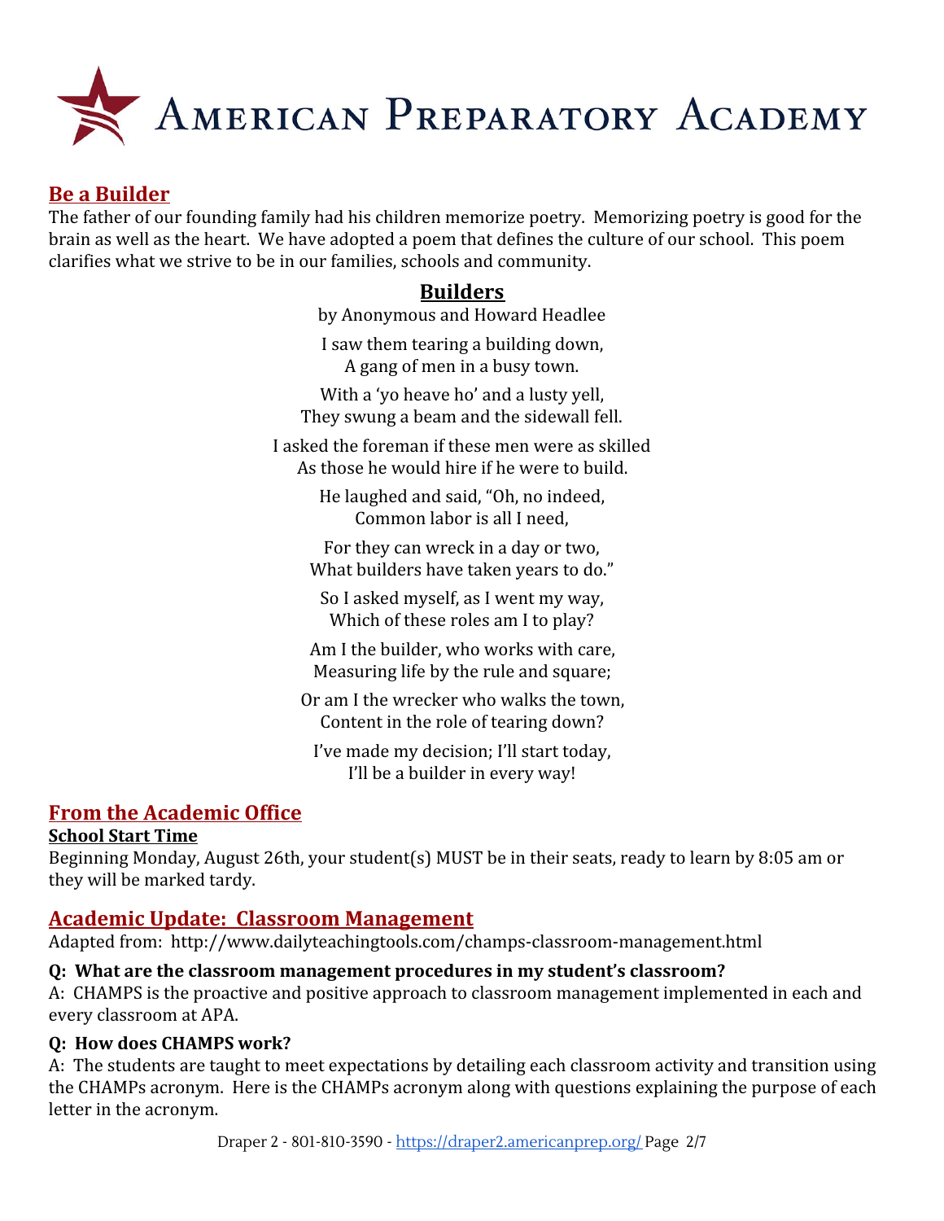## Be a Builder

The father of our founding family had his children memorize poetry. Memorizing poetry is good for the brain as well as the heart. We have adopted a poem that defines the culture of our school. This poem clarifies what we strive to be in our families, schools and community.

### Builders

by Anonymous and Howard Headlee

I saw them tearing a building down,
A gang of men in a busy town.

With a 'yo heave ho' and a lusty yell,
They swung a beam and the sidewall fell.

I asked the foreman if these men were as skilled
As those he would hire if he were to build.

He laughed and said, "Oh, no indeed,
Common labor is all I need,

For they can wreck in a day or two,
What builders have taken years to do."

So I asked myself, as I went my way,
Which of these roles am I to play?

Am I the builder, who works with care,
Measuring life by the rule and square;

Or am I the wrecker who walks the town,
Content in the role of tearing down?

I've made my decision; I'll start today,
I'll be a builder in every way!

## From the Academic Office

**School Start Time**

Beginning Monday, August 26th, your student(s) MUST be in their seats, ready to learn by 8:05 am or they will be marked tardy.

## Academic Update: Classroom Management

Adapted from: http://www.dailyteachingtools.com/champs-classroom-management.html

**Q: What are the classroom management procedures in my student's classroom?**

A: CHAMPS is the proactive and positive approach to classroom management implemented in each and every classroom at APA.

**Q: How does CHAMPS work?**

A: The students are taught to meet expectations by detailing each classroom activity and transition using the CHAMPs acronym. Here is the CHAMPs acronym along with questions explaining the purpose of each letter in the acronym.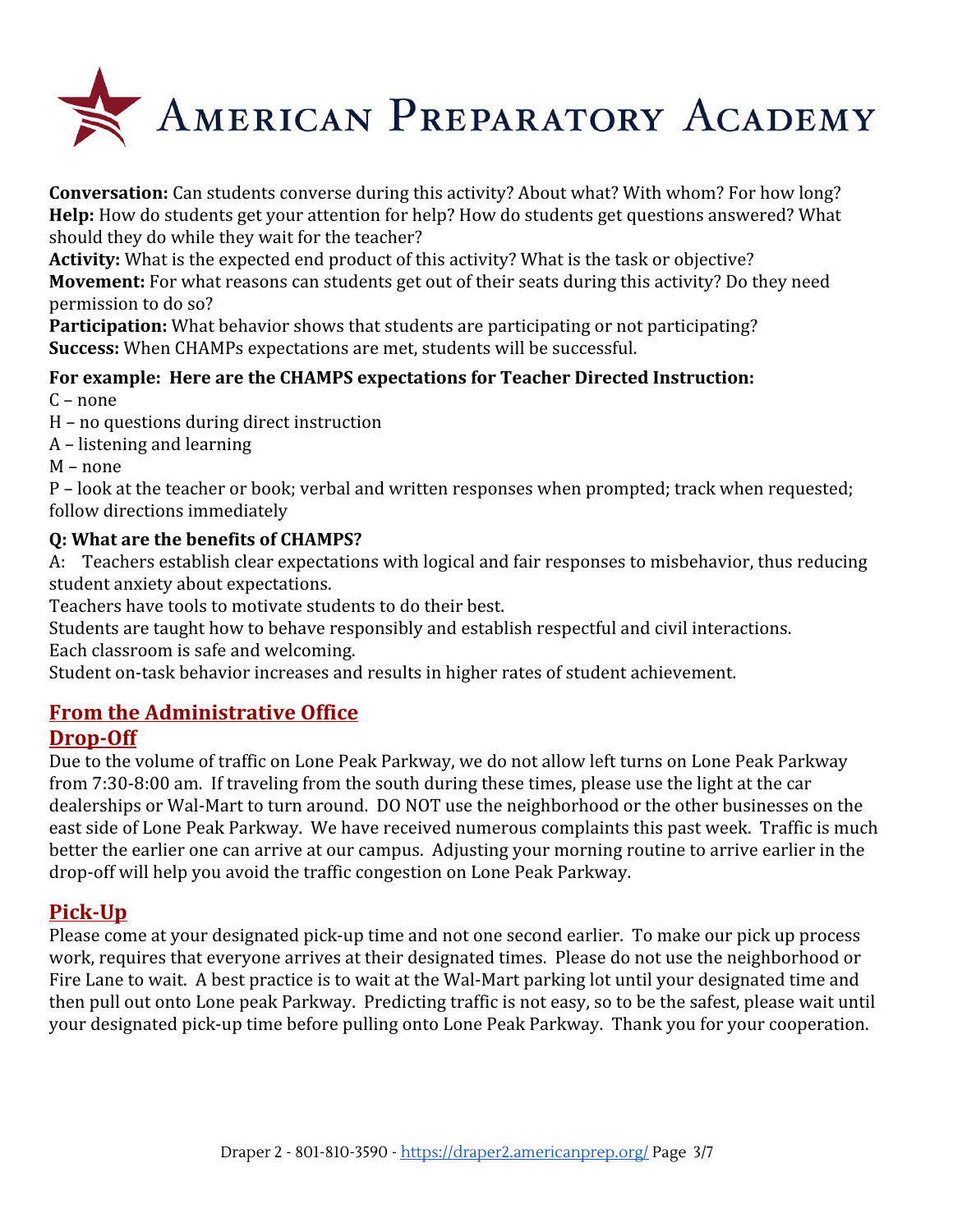**Conversation:** Can students converse during this activity? About what? With whom? For how long?
**Help:** How do students get your attention for help? How do students get questions answered? What should they do while they wait for the teacher?
**Activity:** What is the expected end product of this activity? What is the task or objective?
**Movement:** For what reasons can students get out of their seats during this activity? Do they need permission to do so?
**Participation:** What behavior shows that students are participating or not participating?
**Success:** When CHAMPs expectations are met, students will be successful.

**For example: Here are the CHAMPS expectations for Teacher Directed Instruction:**

C – none
H – no questions during direct instruction
A – listening and learning
M – none
P – look at the teacher or book; verbal and written responses when prompted; track when requested; follow directions immediately

**Q: What are the benefits of CHAMPS?**

A: Teachers establish clear expectations with logical and fair responses to misbehavior, thus reducing student anxiety about expectations.
Teachers have tools to motivate students to do their best.
Students are taught how to behave responsibly and establish respectful and civil interactions.
Each classroom is safe and welcoming.
Student on-task behavior increases and results in higher rates of student achievement.

## From the Administrative Office

## Drop-Off

Due to the volume of traffic on Lone Peak Parkway, we do not allow left turns on Lone Peak Parkway from 7:30-8:00 am. If traveling from the south during these times, please use the light at the car dealerships or Wal-Mart to turn around. DO NOT use the neighborhood or the other businesses on the east side of Lone Peak Parkway. We have received numerous complaints this past week. Traffic is much better the earlier one can arrive at our campus. Adjusting your morning routine to arrive earlier in the drop-off will help you avoid the traffic congestion on Lone Peak Parkway.

## Pick-Up

Please come at your designated pick-up time and not one second earlier. To make our pick up process work, requires that everyone arrives at their designated times. Please do not use the neighborhood or Fire Lane to wait. A best practice is to wait at the Wal-Mart parking lot until your designated time and then pull out onto Lone peak Parkway. Predicting traffic is not easy, so to be the safest, please wait until your designated pick-up time before pulling onto Lone Peak Parkway. Thank you for your cooperation.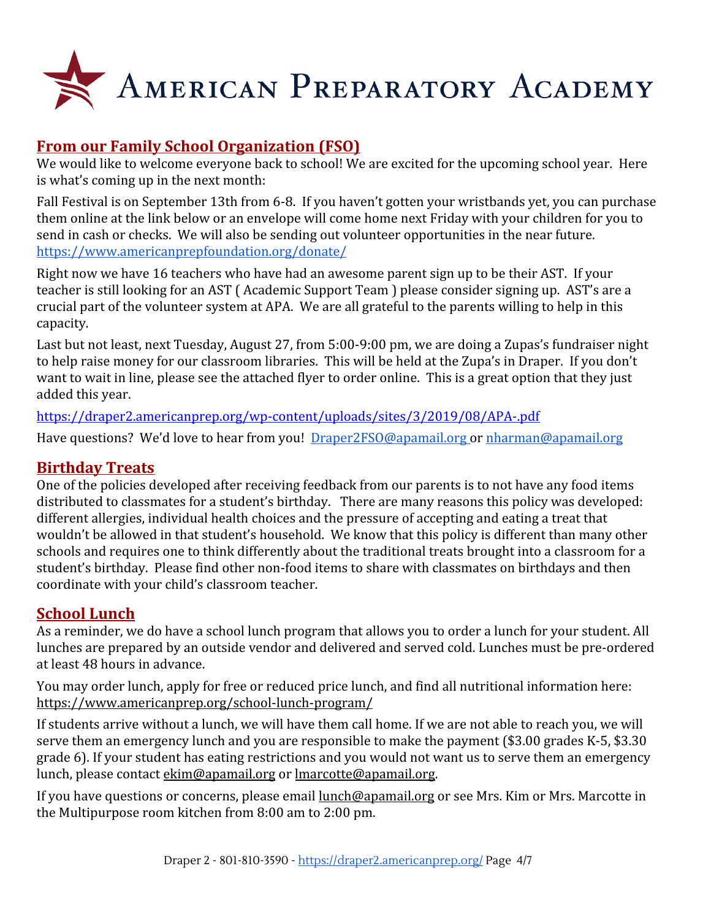# American Preparatory Academy

## From our Family School Organization (FSO)

We would like to welcome everyone back to school! We are excited for the upcoming school year. Here is what's coming up in the next month:

Fall Festival is on September 13th from 6-8. If you haven't gotten your wristbands yet, you can purchase them online at the link below or an envelope will come home next Friday with your children for you to send in cash or checks. We will also be sending out volunteer opportunities in the near future.
https://www.americanprepfoundation.org/donate/

Right now we have 16 teachers who have had an awesome parent sign up to be their AST. If your teacher is still looking for an AST ( Academic Support Team ) please consider signing up. AST's are a crucial part of the volunteer system at APA. We are all grateful to the parents willing to help in this capacity.

Last but not least, next Tuesday, August 27, from 5:00-9:00 pm, we are doing a Zupas's fundraiser night to help raise money for our classroom libraries. This will be held at the Zupa's in Draper. If you don't want to wait in line, please see the attached flyer to order online. This is a great option that they just added this year.

https://draper2.americanprep.org/wp-content/uploads/sites/3/2019/08/APA-.pdf

Have questions? We'd love to hear from you! Draper2FSO@apamail.org or nharman@apamail.org

## Birthday Treats

One of the policies developed after receiving feedback from our parents is to not have any food items distributed to classmates for a student's birthday. There are many reasons this policy was developed: different allergies, individual health choices and the pressure of accepting and eating a treat that wouldn't be allowed in that student's household. We know that this policy is different than many other schools and requires one to think differently about the traditional treats brought into a classroom for a student's birthday. Please find other non-food items to share with classmates on birthdays and then coordinate with your child's classroom teacher.

## School Lunch

As a reminder, we do have a school lunch program that allows you to order a lunch for your student. All lunches are prepared by an outside vendor and delivered and served cold. Lunches must be pre-ordered at least 48 hours in advance.

You may order lunch, apply for free or reduced price lunch, and find all nutritional information here:
https://www.americanprep.org/school-lunch-program/

If students arrive without a lunch, we will have them call home. If we are not able to reach you, we will serve them an emergency lunch and you are responsible to make the payment ($3.00 grades K-5, $3.30 grade 6). If your student has eating restrictions and you would not want us to serve them an emergency lunch, please contact ekim@apamail.org or lmarcotte@apamail.org.

If you have questions or concerns, please email lunch@apamail.org or see Mrs. Kim or Mrs. Marcotte in the Multipurpose room kitchen from 8:00 am to 2:00 pm.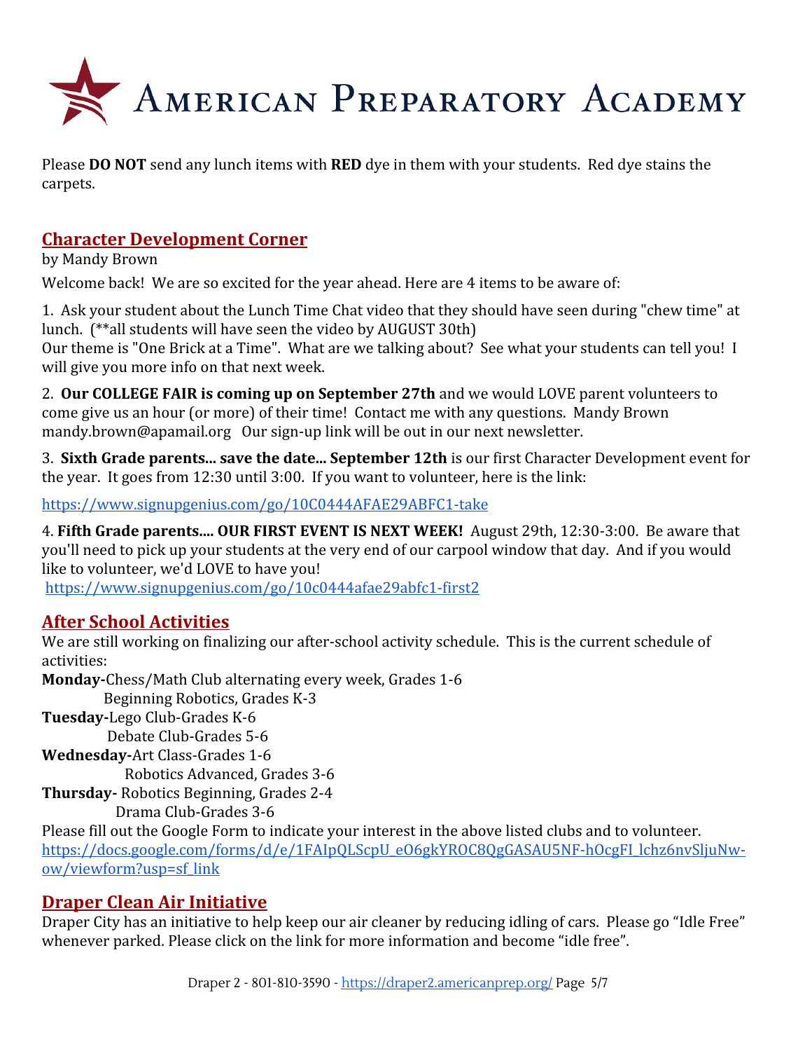Please **DO NOT** send any lunch items with **RED** dye in them with your students. Red dye stains the carpets.

## Character Development Corner

by Mandy Brown

Welcome back! We are so excited for the year ahead. Here are 4 items to be aware of:

1. Ask your student about the Lunch Time Chat video that they should have seen during "chew time" at lunch. (**all students will have seen the video by AUGUST 30th)
Our theme is "One Brick at a Time". What are we talking about? See what your students can tell you! I will give you more info on that next week.

2. **Our COLLEGE FAIR is coming up on September 27th** and we would LOVE parent volunteers to come give us an hour (or more) of their time! Contact me with any questions. Mandy Brown mandy.brown@apamail.org Our sign-up link will be out in our next newsletter.

3. **Sixth Grade parents... save the date... September 12th** is our first Character Development event for the year. It goes from 12:30 until 3:00. If you want to volunteer, here is the link:

https://www.signupgenius.com/go/10C0444AFAE29ABFC1-take

4. **Fifth Grade parents.... OUR FIRST EVENT IS NEXT WEEK!** August 29th, 12:30-3:00. Be aware that you'll need to pick up your students at the very end of our carpool window that day. And if you would like to volunteer, we'd LOVE to have you!
https://www.signupgenius.com/go/10c0444afae29abfc1-first2

## After School Activities

We are still working on finalizing our after-school activity schedule. This is the current schedule of activities:

**Monday-**Chess/Math Club alternating every week, Grades 1-6
Beginning Robotics, Grades K-3

**Tuesday-**Lego Club-Grades K-6
Debate Club-Grades 5-6

**Wednesday-**Art Class-Grades 1-6
Robotics Advanced, Grades 3-6

**Thursday-** Robotics Beginning, Grades 2-4
Drama Club-Grades 3-6

Please fill out the Google Form to indicate your interest in the above listed clubs and to volunteer.
https://docs.google.com/forms/d/e/1FAIpQLScpU_eO6gkYROC8QgGASAU5NF-hOcgFI_lchz6nvSljuNw-ow/viewform?usp=sf_link

## Draper Clean Air Initiative

Draper City has an initiative to help keep our air cleaner by reducing idling of cars. Please go “Idle Free” whenever parked. Please click on the link for more information and become “idle free”.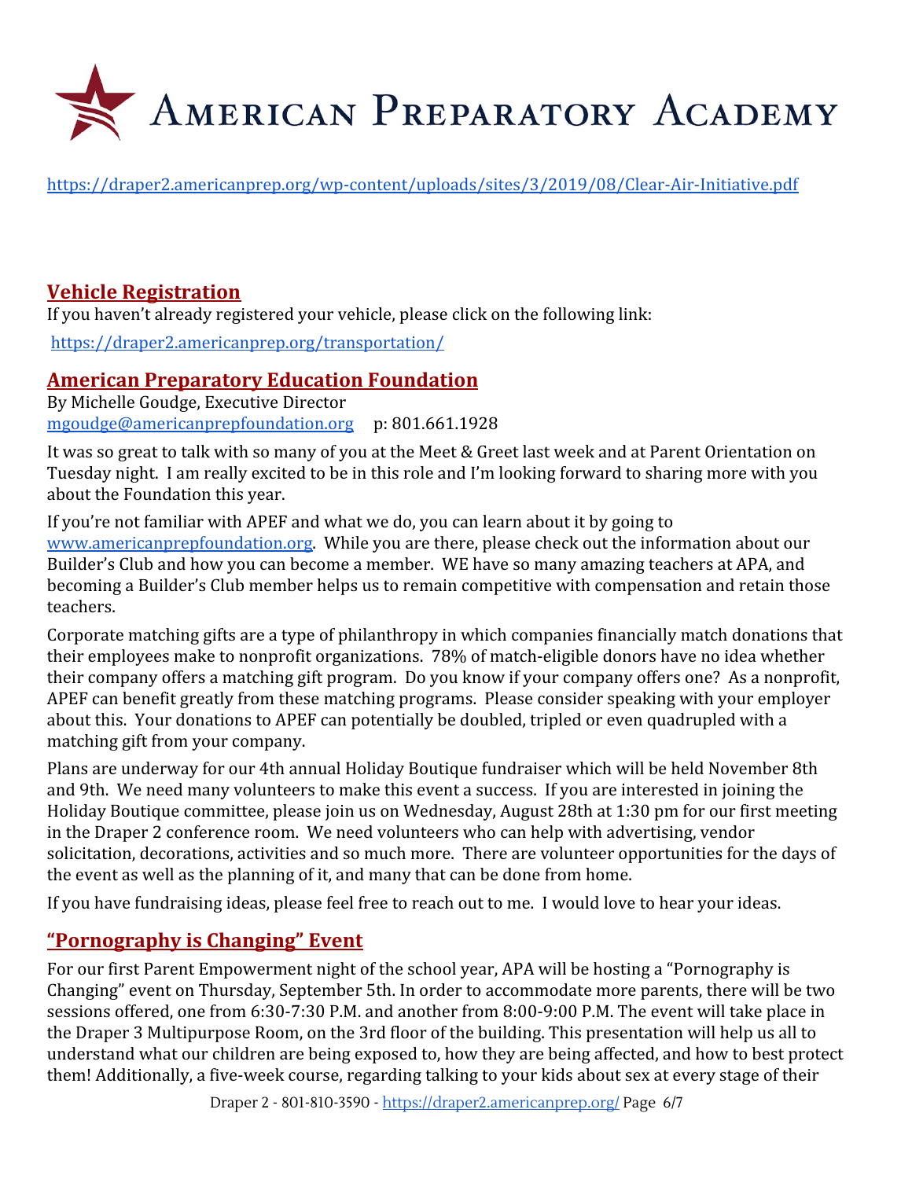# American Preparatory Academy

https://draper2.americanprep.org/wp-content/uploads/sites/3/2019/08/Clear-Air-Initiative.pdf

## Vehicle Registration

If you haven't already registered your vehicle, please click on the following link:

https://draper2.americanprep.org/transportation/

## American Preparatory Education Foundation

By Michelle Goudge, Executive Director
mgoudge@americanprepfoundation.org p: 801.661.1928

It was so great to talk with so many of you at the Meet & Greet last week and at Parent Orientation on Tuesday night. I am really excited to be in this role and I'm looking forward to sharing more with you about the Foundation this year.

If you're not familiar with APEF and what we do, you can learn about it by going to www.americanprepfoundation.org. While you are there, please check out the information about our Builder's Club and how you can become a member. WE have so many amazing teachers at APA, and becoming a Builder's Club member helps us to remain competitive with compensation and retain those teachers.

Corporate matching gifts are a type of philanthropy in which companies financially match donations that their employees make to nonprofit organizations. 78% of match-eligible donors have no idea whether their company offers a matching gift program. Do you know if your company offers one? As a nonprofit, APEF can benefit greatly from these matching programs. Please consider speaking with your employer about this. Your donations to APEF can potentially be doubled, tripled or even quadrupled with a matching gift from your company.

Plans are underway for our 4th annual Holiday Boutique fundraiser which will be held November 8th and 9th. We need many volunteers to make this event a success. If you are interested in joining the Holiday Boutique committee, please join us on Wednesday, August 28th at 1:30 pm for our first meeting in the Draper 2 conference room. We need volunteers who can help with advertising, vendor solicitation, decorations, activities and so much more. There are volunteer opportunities for the days of the event as well as the planning of it, and many that can be done from home.

If you have fundraising ideas, please feel free to reach out to me. I would love to hear your ideas.

## "Pornography is Changing" Event

For our first Parent Empowerment night of the school year, APA will be hosting a "Pornography is Changing" event on Thursday, September 5th. In order to accommodate more parents, there will be two sessions offered, one from 6:30-7:30 P.M. and another from 8:00-9:00 P.M. The event will take place in the Draper 3 Multipurpose Room, on the 3rd floor of the building. This presentation will help us all to understand what our children are being exposed to, how they are being affected, and how to best protect them! Additionally, a five-week course, regarding talking to your kids about sex at every stage of their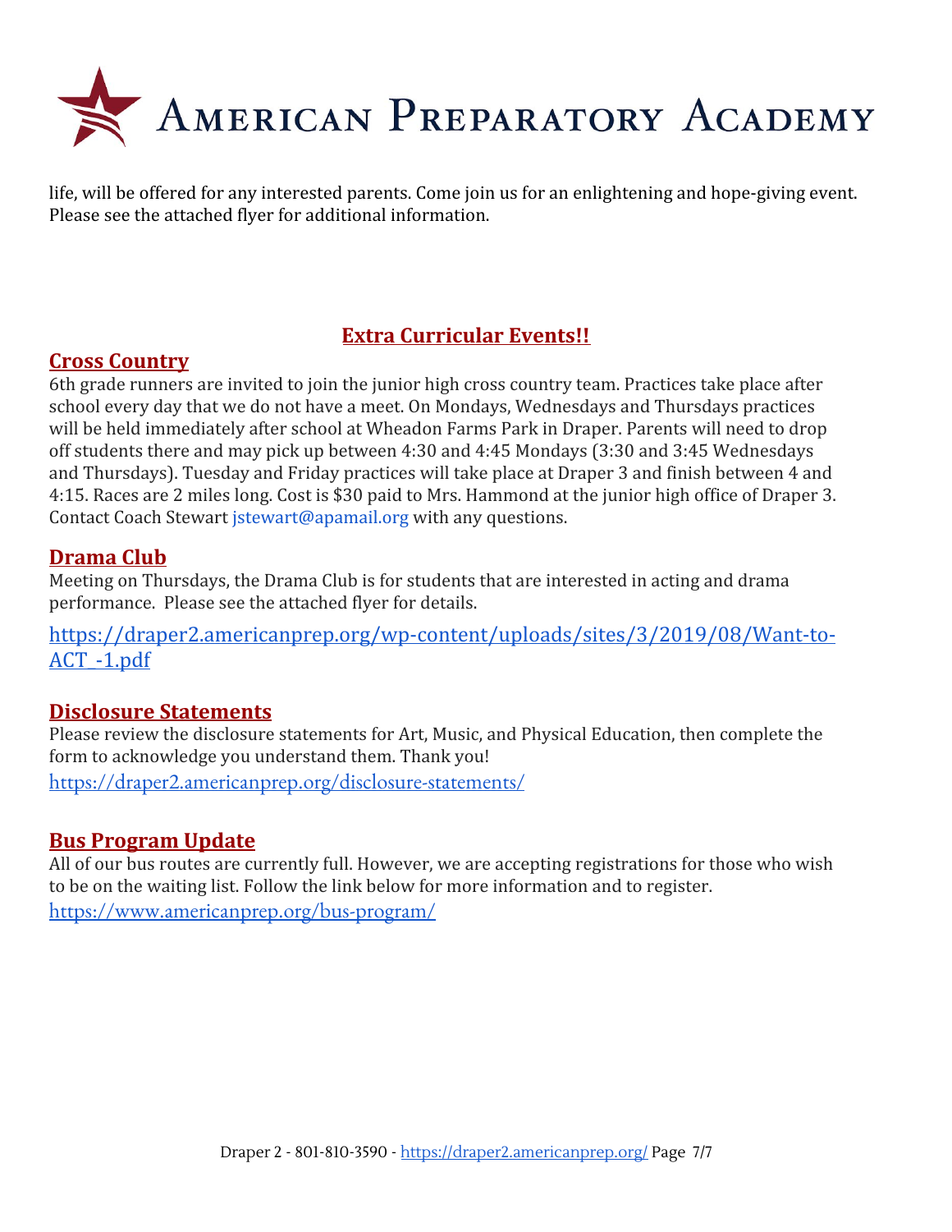life, will be offered for any interested parents. Come join us for an enlightening and hope-giving event. Please see the attached flyer for additional information.

## Extra Curricular Events!!

### Cross Country

6th grade runners are invited to join the junior high cross country team. Practices take place after school every day that we do not have a meet. On Mondays, Wednesdays and Thursdays practices will be held immediately after school at Wheadon Farms Park in Draper. Parents will need to drop off students there and may pick up between 4:30 and 4:45 Mondays (3:30 and 3:45 Wednesdays and Thursdays). Tuesday and Friday practices will take place at Draper 3 and finish between 4 and 4:15. Races are 2 miles long. Cost is $30 paid to Mrs. Hammond at the junior high office of Draper 3. Contact Coach Stewart jstewart@apamail.org with any questions.

### Drama Club

Meeting on Thursdays, the Drama Club is for students that are interested in acting and drama performance. Please see the attached flyer for details.

https://draper2.americanprep.org/wp-content/uploads/sites/3/2019/08/Want-to-ACT_-1.pdf

### Disclosure Statements

Please review the disclosure statements for Art, Music, and Physical Education, then complete the form to acknowledge you understand them. Thank you!

https://draper2.americanprep.org/disclosure-statements/

### Bus Program Update

All of our bus routes are currently full. However, we are accepting registrations for those who wish to be on the waiting list. Follow the link below for more information and to register.

https://www.americanprep.org/bus-program/